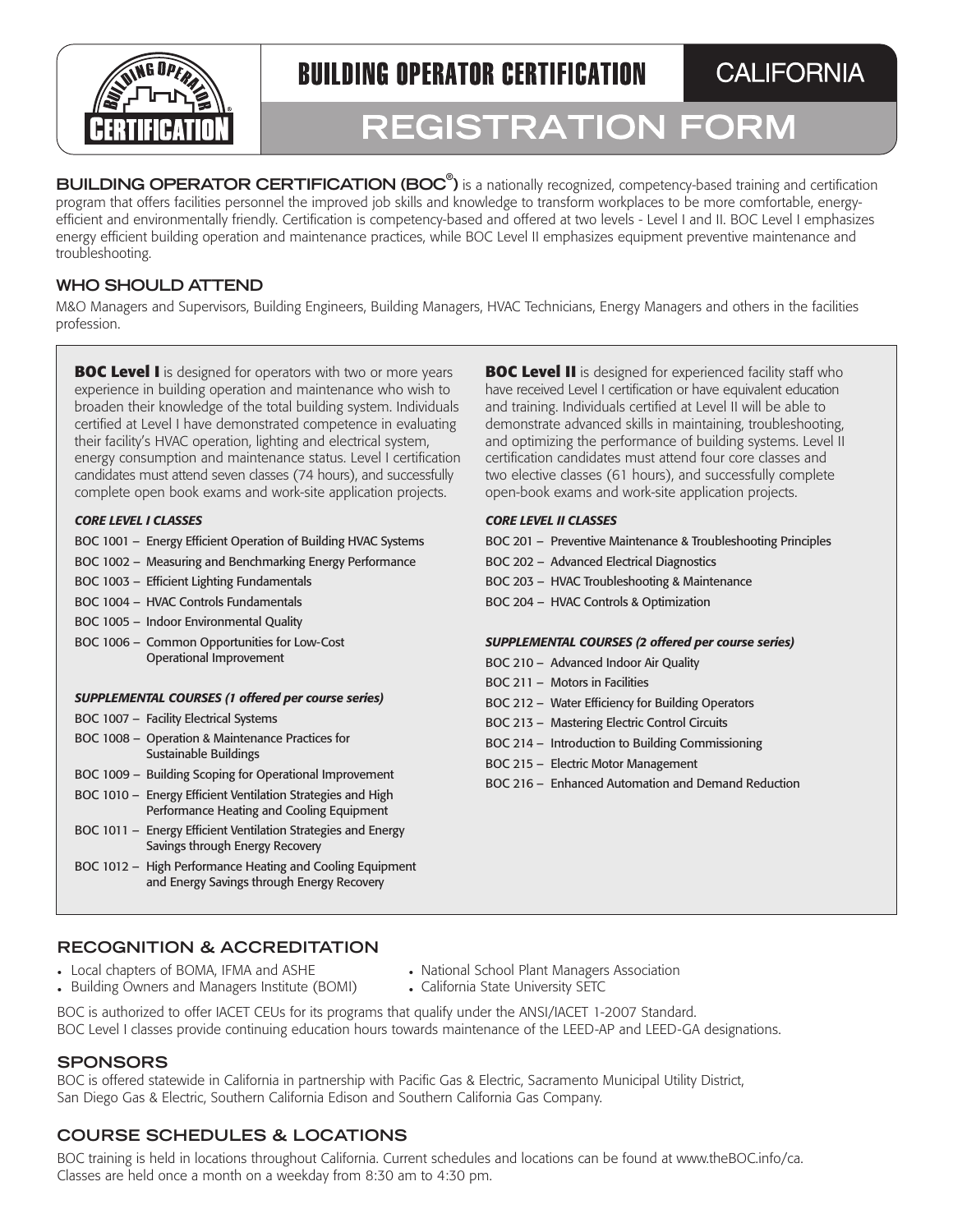# BUILDING OPERATOR CERTIFICATION — CALIFORNIA

# REGISTRATION FORM

**BUILDING OPERATOR CERTIFICATION (BOC®)** is a nationally recognized, competency-based training and certification program that offers facilities personnel the improved job skills and knowledge to transform workplaces to be more comfortable, energy-efficient and environmentally friendly. Certification is competency-based and offered at two levels - Level I and II. BOC Level I emphasizes energy efficient building operation and maintenance practices, while BOC Level II emphasizes equipment preventive maintenance and troubleshooting.

## WHO SHOULD ATTEND

M&O Managers and Supervisors, Building Engineers, Building Managers, HVAC Technicians, Energy Managers and others in the facilities profession.

**BOC Level I** is designed for operators with two or more years experience in building operation and maintenance who wish to broaden their knowledge of the total building system. Individuals certified at Level I have demonstrated competence in evaluating their facility's HVAC operation, lighting and electrical system, energy consumption and maintenance status. Level I certification candidates must attend seven classes (74 hours), and successfully complete open book exams and work-site application projects.

***CORE LEVEL I CLASSES***

- BOC 1001 – Energy Efficient Operation of Building HVAC Systems
- BOC 1002 – Measuring and Benchmarking Energy Performance
- BOC 1003 – Efficient Lighting Fundamentals
- BOC 1004 – HVAC Controls Fundamentals
- BOC 1005 – Indoor Environmental Quality
- BOC 1006 – Common Opportunities for Low-Cost Operational Improvement

***SUPPLEMENTAL COURSES (1 offered per course series)***

- BOC 1007 – Facility Electrical Systems
- BOC 1008 – Operation & Maintenance Practices for Sustainable Buildings
- BOC 1009 – Building Scoping for Operational Improvement
- BOC 1010 – Energy Efficient Ventilation Strategies and High Performance Heating and Cooling Equipment
- BOC 1011 – Energy Efficient Ventilation Strategies and Energy Savings through Energy Recovery
- BOC 1012 – High Performance Heating and Cooling Equipment and Energy Savings through Energy Recovery

**BOC Level II** is designed for experienced facility staff who have received Level I certification or have equivalent education and training. Individuals certified at Level II will be able to demonstrate advanced skills in maintaining, troubleshooting, and optimizing the performance of building systems. Level II certification candidates must attend four core classes and two elective classes (61 hours), and successfully complete open-book exams and work-site application projects.

***CORE LEVEL II CLASSES***

- BOC 201 – Preventive Maintenance & Troubleshooting Principles
- BOC 202 – Advanced Electrical Diagnostics
- BOC 203 – HVAC Troubleshooting & Maintenance
- BOC 204 – HVAC Controls & Optimization

***SUPPLEMENTAL COURSES (2 offered per course series)***

- BOC 210 – Advanced Indoor Air Quality
- BOC 211 – Motors in Facilities
- BOC 212 – Water Efficiency for Building Operators
- BOC 213 – Mastering Electric Control Circuits
- BOC 214 – Introduction to Building Commissioning
- BOC 215 – Electric Motor Management
- BOC 216 – Enhanced Automation and Demand Reduction

## RECOGNITION & ACCREDITATION

- Local chapters of BOMA, IFMA and ASHE
- Building Owners and Managers Institute (BOMI)
- National School Plant Managers Association
- California State University SETC

BOC is authorized to offer IACET CEUs for its programs that qualify under the ANSI/IACET 1-2007 Standard.
BOC Level I classes provide continuing education hours towards maintenance of the LEED-AP and LEED-GA designations.

## SPONSORS

BOC is offered statewide in California in partnership with Pacific Gas & Electric, Sacramento Municipal Utility District, San Diego Gas & Electric, Southern California Edison and Southern California Gas Company.

## COURSE SCHEDULES & LOCATIONS

BOC training is held in locations throughout California. Current schedules and locations can be found at www.theBOC.info/ca. Classes are held once a month on a weekday from 8:30 am to 4:30 pm.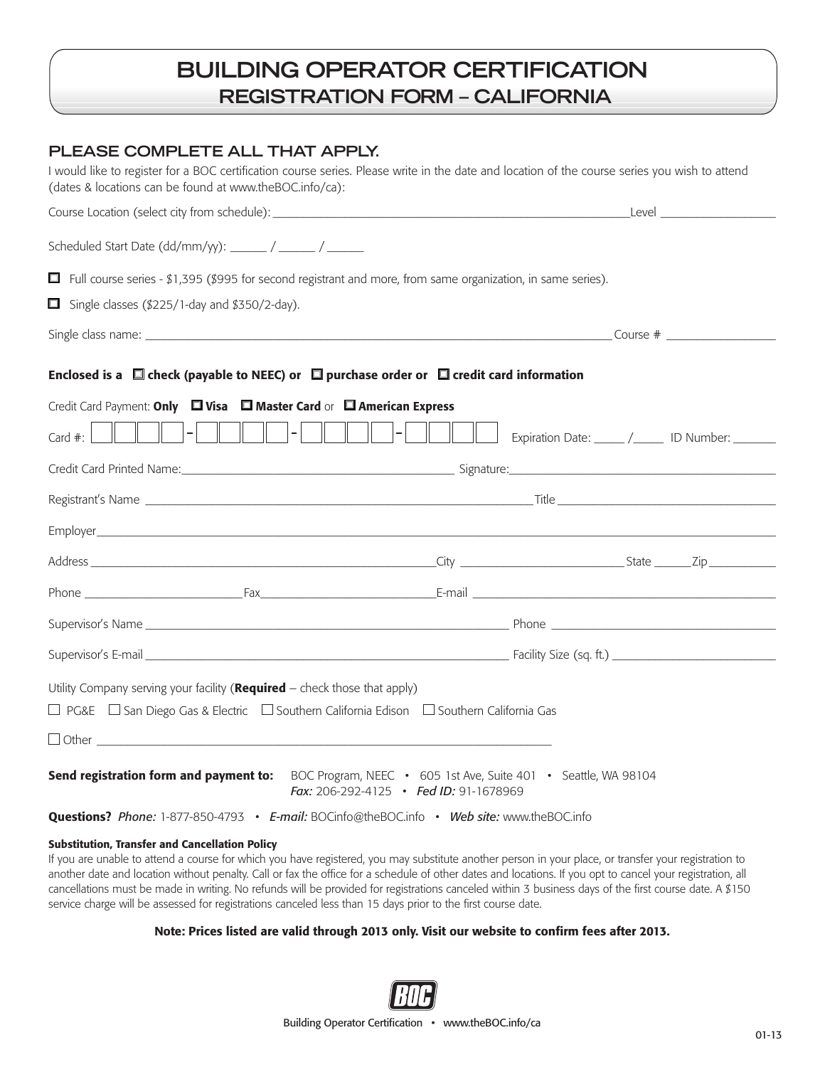# BUILDING OPERATOR CERTIFICATION
## REGISTRATION FORM – CALIFORNIA

### PLEASE COMPLETE ALL THAT APPLY.

I would like to register for a BOC certification course series. Please write in the date and location of the course series you wish to attend (dates & locations can be found at www.theBOC.info/ca):

Course Location (select city from schedule): ______________________________ Level ____________

Scheduled Start Date (dd/mm/yy): ______ / ______ / ______

☐ Full course series - $1,395 ($995 for second registrant and more, from same organization, in same series).

☐ Single classes ($225/1-day and $350/2-day).

Single class name: ______________________________ Course # ____________

**Enclosed is a ☐ check (payable to NEEC) or ☐ purchase order or ☐ credit card information**

Credit Card Payment: **Only** ☐ **Visa** ☐ **Master Card** or ☐ **American Express**

Card #: ☐☐☐☐ - ☐☐☐☐ - ☐☐☐☐ - ☐☐☐☐ Expiration Date: _____ /_____ ID Number: _______

Credit Card Printed Name: ______________________________ Signature: ______________________________

Registrant's Name ______________________________ Title ______________________________

Employer ______________________________

Address ______________________________ City ____________ State ______ Zip ____________

Phone ____________ Fax ____________ E-mail ______________________________

Supervisor's Name ______________________________ Phone ______________________________

Supervisor's E-mail ______________________________ Facility Size (sq. ft.) ____________

Utility Company serving your facility (**Required** – check those that apply)

☐ PG&E ☐ San Diego Gas & Electric ☐ Southern California Edison ☐ Southern California Gas

☐ Other ______________________________

**Send registration form and payment to:** BOC Program, NEEC • 605 1st Ave, Suite 401 • Seattle, WA 98104
*Fax:* 206-292-4125 • *Fed ID:* 91-1678969

**Questions?** *Phone:* 1-877-850-4793 • *E-mail:* BOCinfo@theBOC.info • *Web site:* www.theBOC.info

**Substitution, Transfer and Cancellation Policy**

If you are unable to attend a course for which you have registered, you may substitute another person in your place, or transfer your registration to another date and location without penalty. Call or fax the office for a schedule of other dates and locations. If you opt to cancel your registration, all cancellations must be made in writing. No refunds will be provided for registrations canceled within 3 business days of the first course date. A $150 service charge will be assessed for registrations canceled less than 15 days prior to the first course date.

**Note: Prices listed are valid through 2013 only. Visit our website to confirm fees after 2013.**

BOC

Building Operator Certification • www.theBOC.info/ca

01-13